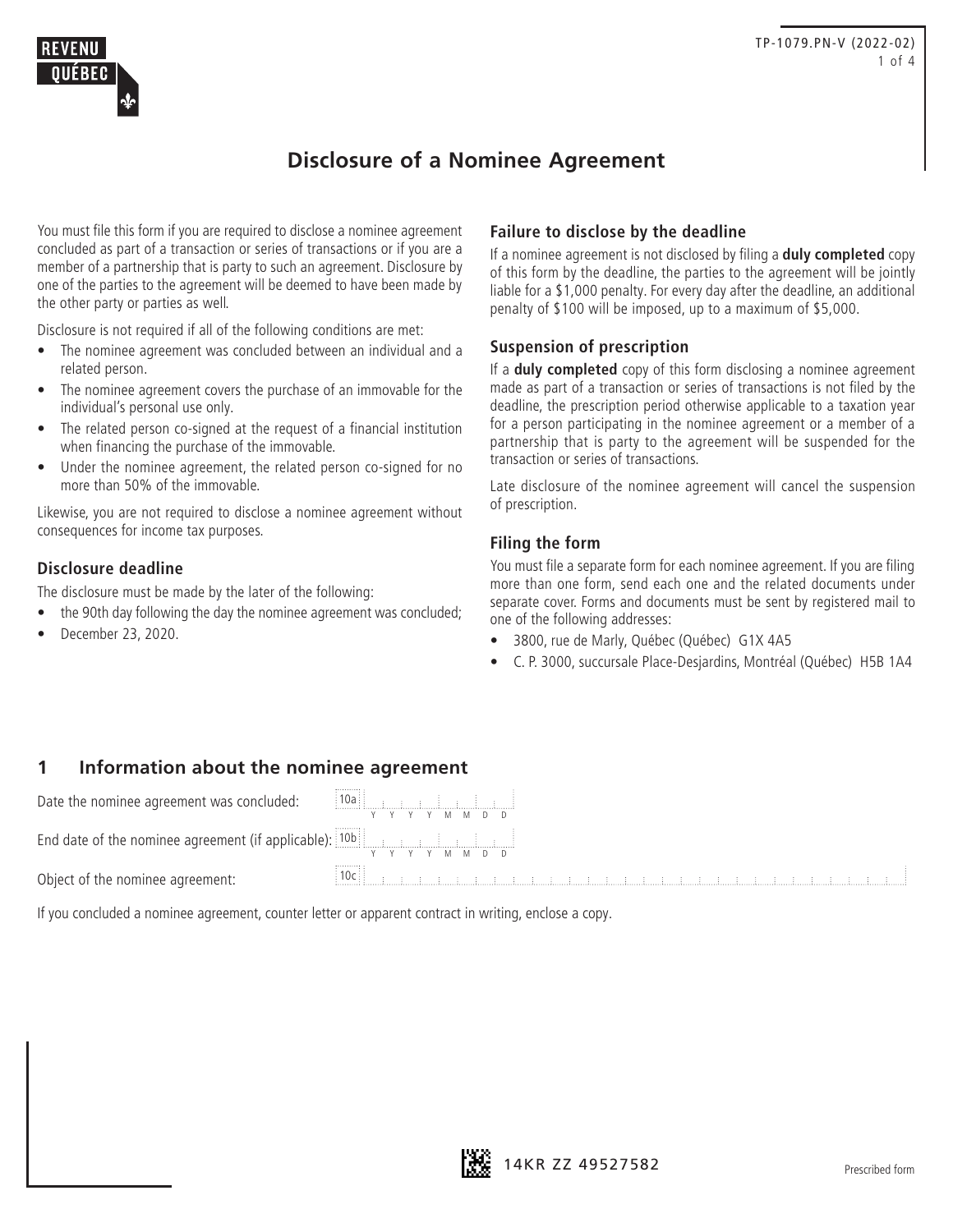REVENU QUÉBEC

TP-1079.PN-V (2022-02)

# Disclosure of a Nominee Agreement

You must file this form if you are required to disclose a nominee agreement concluded as part of a transaction or series of transactions or if you are a member of a partnership that is party to such an agreement. Disclosure by one of the parties to the agreement will be deemed to have been made by the other party or parties as well.

Disclosure is not required if all of the following conditions are met:

- The nominee agreement was concluded between an individual and a related person.
- The nominee agreement covers the purchase of an immovable for the individual's personal use only.
- The related person co-signed at the request of a financial institution when financing the purchase of the immovable.
- Under the nominee agreement, the related person co-signed for no more than 50% of the immovable.

Likewise, you are not required to disclose a nominee agreement without consequences for income tax purposes.

### Disclosure deadline

The disclosure must be made by the later of the following:

- the 90th day following the day the nominee agreement was concluded;
- December 23, 2020.

### Failure to disclose by the deadline

If a nominee agreement is not disclosed by filing a **duly completed** copy of this form by the deadline, the parties to the agreement will be jointly liable for a $1,000 penalty. For every day after the deadline, an additional penalty of $100 will be imposed, up to a maximum of $5,000.

### Suspension of prescription

If a **duly completed** copy of this form disclosing a nominee agreement made as part of a transaction or series of transactions is not filed by the deadline, the prescription period otherwise applicable to a taxation year for a person participating in the nominee agreement or a member of a partnership that is party to the agreement will be suspended for the transaction or series of transactions.

Late disclosure of the nominee agreement will cancel the suspension of prescription.

### Filing the form

You must file a separate form for each nominee agreement. If you are filing more than one form, send each one and the related documents under separate cover. Forms and documents must be sent by registered mail to one of the following addresses:

- 3800, rue de Marly, Québec (Québec) G1X 4A5
- C. P. 3000, succursale Place-Desjardins, Montréal (Québec) H5B 1A4

## 1 Information about the nominee agreement

Date the nominee agreement was concluded: 10a ____ (YYYYMMDD)

End date of the nominee agreement (if applicable): 10b ____ (YYYYMMDD)

Object of the nominee agreement: 10c ____

If you concluded a nominee agreement, counter letter or apparent contract in writing, enclose a copy.

14KR ZZ 49527582

Prescribed form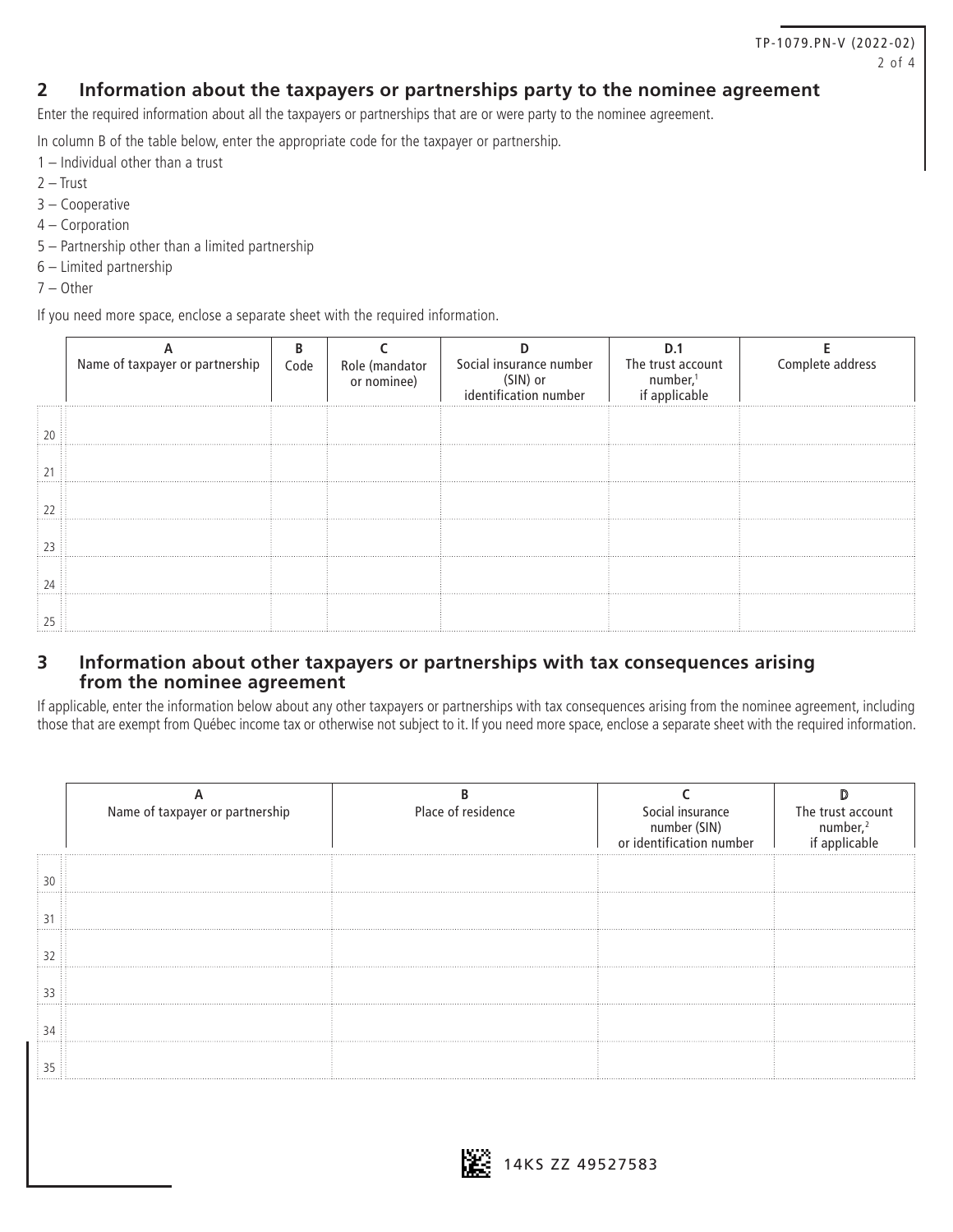## 2 Information about the taxpayers or partnerships party to the nominee agreement

Enter the required information about all the taxpayers or partnerships that are or were party to the nominee agreement.

In column B of the table below, enter the appropriate code for the taxpayer or partnership.

1 – Individual other than a trust
2 – Trust
3 – Cooperative
4 – Corporation
5 – Partnership other than a limited partnership
6 – Limited partnership
7 – Other

If you need more space, enclose a separate sheet with the required information.

| | A<br>Name of taxpayer or partnership | B<br>Code | C<br>Role (mandator or nominee) | D<br>Social insurance number (SIN) or identification number | D.1<br>The trust account number,[1] if applicable | E<br>Complete address |
|---|---|---|---|---|---|---|
| 20 | | | | | | |
| 21 | | | | | | |
| 22 | | | | | | |
| 23 | | | | | | |
| 24 | | | | | | |
| 25 | | | | | | |

## 3 Information about other taxpayers or partnerships with tax consequences arising from the nominee agreement

If applicable, enter the information below about any other taxpayers or partnerships with tax consequences arising from the nominee agreement, including those that are exempt from Québec income tax or otherwise not subject to it. If you need more space, enclose a separate sheet with the required information.

| | A<br>Name of taxpayer or partnership | B<br>Place of residence | C<br>Social insurance number (SIN) or identification number | D<br>The trust account number,[2] if applicable |
|---|---|---|---|---|
| 30 | | | | |
| 31 | | | | |
| 32 | | | | |
| 33 | | | | |
| 34 | | | | |
| 35 | | | | |

14KS ZZ 49527583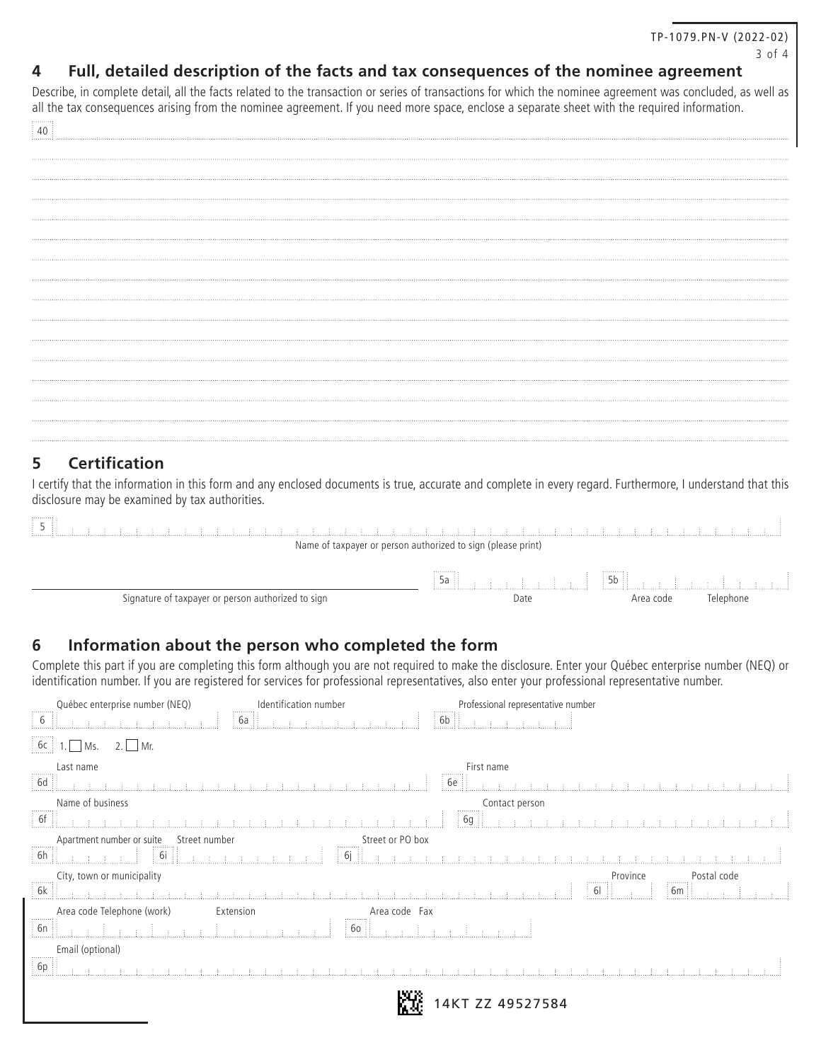## 4 Full, detailed description of the facts and tax consequences of the nominee agreement

Describe, in complete detail, all the facts related to the transaction or series of transactions for which the nominee agreement was concluded, as well as all the tax consequences arising from the nominee agreement. If you need more space, enclose a separate sheet with the required information.

40

## 5 Certification

I certify that the information in this form and any enclosed documents is true, accurate and complete in every regard. Furthermore, I understand that this disclosure may be examined by tax authorities.

5 Name of taxpayer or person authorized to sign (please print)

Signature of taxpayer or person authorized to sign

5a Date

5b Area code Telephone

## 6 Information about the person who completed the form

Complete this part if you are completing this form although you are not required to make the disclosure. Enter your Québec enterprise number (NEQ) or identification number. If you are registered for services for professional representatives, also enter your professional representative number.

6 Québec enterprise number (NEQ)

6a Identification number

6b Professional representative number

6c 1. ☐ Ms. 2. ☐ Mr.

6d Last name

6e First name

6f Name of business

6g Contact person

6h Apartment number or suite

6i Street number

6j Street or PO box

6k City, town or municipality

6l Province

6m Postal code

6n Area code Telephone (work) Extension

6o Area code Fax

6p Email (optional)

14KT ZZ 49527584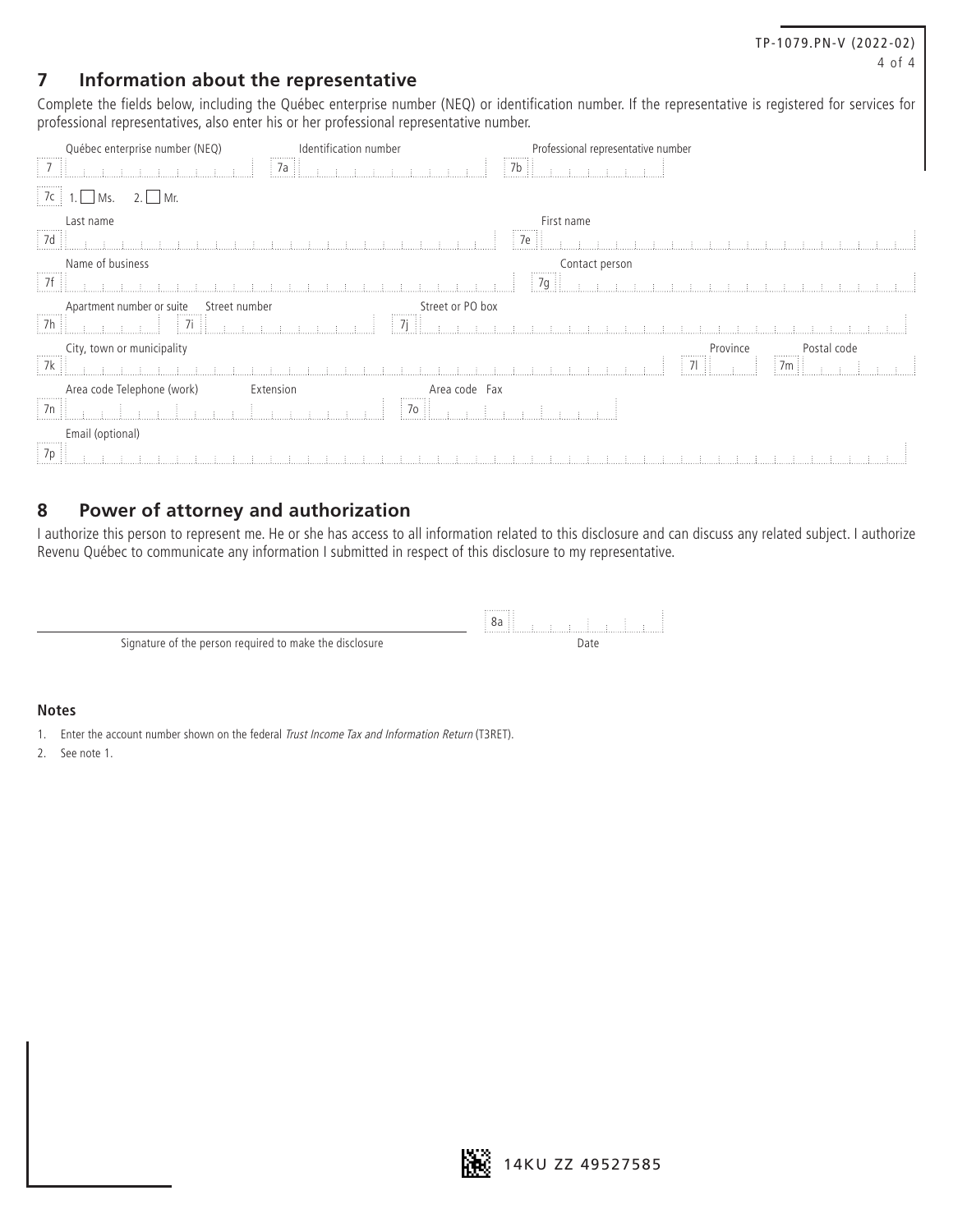## 7 Information about the representative

Complete the fields below, including the Québec enterprise number (NEQ) or identification number. If the representative is registered for services for professional representatives, also enter his or her professional representative number.

| | | |
|---|---|---|
| 7 Québec enterprise number (NEQ) | 7a Identification number | 7b Professional representative number |

7c 1. ☐ Ms. 2. ☐ Mr.

| | |
|---|---|
| 7d Last name | 7e First name |
| 7f Name of business | 7g Contact person |

| | | |
|---|---|---|
| 7h Apartment number or suite | 7i Street number | 7j Street or PO box |

| | | |
|---|---|---|
| 7k City, town or municipality | 7l Province | 7m Postal code |

| | | |
|---|---|---|
| 7n Area code Telephone (work) | Extension | 7o Area code Fax |

7p Email (optional)

## 8 Power of attorney and authorization

I authorize this person to represent me. He or she has access to all information related to this disclosure and can discuss any related subject. I authorize Revenu Québec to communicate any information I submitted in respect of this disclosure to my representative.

Signature of the person required to make the disclosure

8a Date

### Notes

1. Enter the account number shown on the federal *Trust Income Tax and Information Return* (T3RET).
2. See note 1.

14KU ZZ 49527585